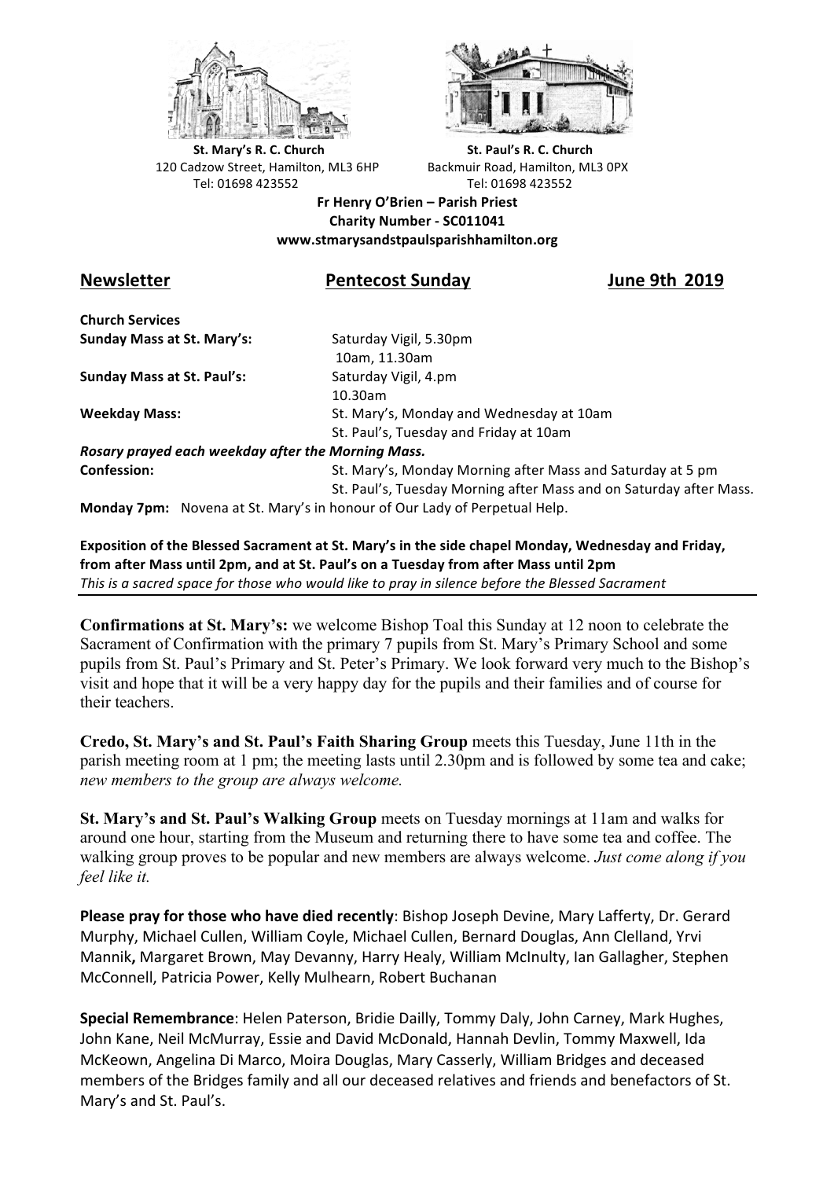**St. Mary's R. C. Church**
120 Cadzow Street, Hamilton, ML3 6HP
Tel: 01698 423552

**St. Paul's R. C. Church**
Backmuir Road, Hamilton, ML3 0PX
Tel: 01698 423552

**Fr Henry O'Brien – Parish Priest**
**Charity Number - SC011041**
**www.stmarysandstpaulsparishhamilton.org**

## Newsletter — Pentecost Sunday — June 9th 2019

**Church Services**

| | |
|---|---|
| **Sunday Mass at St. Mary's:** | Saturday Vigil, 5.30pm<br>10am, 11.30am |
| **Sunday Mass at St. Paul's:** | Saturday Vigil, 4.pm<br>10.30am |
| **Weekday Mass:** | St. Mary's, Monday and Wednesday at 10am<br>St. Paul's, Tuesday and Friday at 10am |

***Rosary prayed each weekday after the Morning Mass.***

| | |
|---|---|
| **Confession:** | St. Mary's, Monday Morning after Mass and Saturday at 5 pm<br>St. Paul's, Tuesday Morning after Mass and on Saturday after Mass. |

**Monday 7pm:** Novena at St. Mary's in honour of Our Lady of Perpetual Help.

**Exposition of the Blessed Sacrament at St. Mary's in the side chapel Monday, Wednesday and Friday, from after Mass until 2pm, and at St. Paul's on a Tuesday from after Mass until 2pm**
*This is a sacred space for those who would like to pray in silence before the Blessed Sacrament*

---

**Confirmations at St. Mary's:** we welcome Bishop Toal this Sunday at 12 noon to celebrate the Sacrament of Confirmation with the primary 7 pupils from St. Mary's Primary School and some pupils from St. Paul's Primary and St. Peter's Primary. We look forward very much to the Bishop's visit and hope that it will be a very happy day for the pupils and their families and of course for their teachers.

**Credo, St. Mary's and St. Paul's Faith Sharing Group** meets this Tuesday, June 11th in the parish meeting room at 1 pm; the meeting lasts until 2.30pm and is followed by some tea and cake; *new members to the group are always welcome.*

**St. Mary's and St. Paul's Walking Group** meets on Tuesday mornings at 11am and walks for around one hour, starting from the Museum and returning there to have some tea and coffee. The walking group proves to be popular and new members are always welcome. *Just come along if you feel like it.*

**Please pray for those who have died recently**: Bishop Joseph Devine, Mary Lafferty, Dr. Gerard Murphy, Michael Cullen, William Coyle, Michael Cullen, Bernard Douglas, Ann Clelland, Yrvi Mannik**,** Margaret Brown, May Devanny, Harry Healy, William McInulty, Ian Gallagher, Stephen McConnell, Patricia Power, Kelly Mulhearn, Robert Buchanan

**Special Remembrance**: Helen Paterson, Bridie Dailly, Tommy Daly, John Carney, Mark Hughes, John Kane, Neil McMurray, Essie and David McDonald, Hannah Devlin, Tommy Maxwell, Ida McKeown, Angelina Di Marco, Moira Douglas, Mary Casserly, William Bridges and deceased members of the Bridges family and all our deceased relatives and friends and benefactors of St. Mary's and St. Paul's.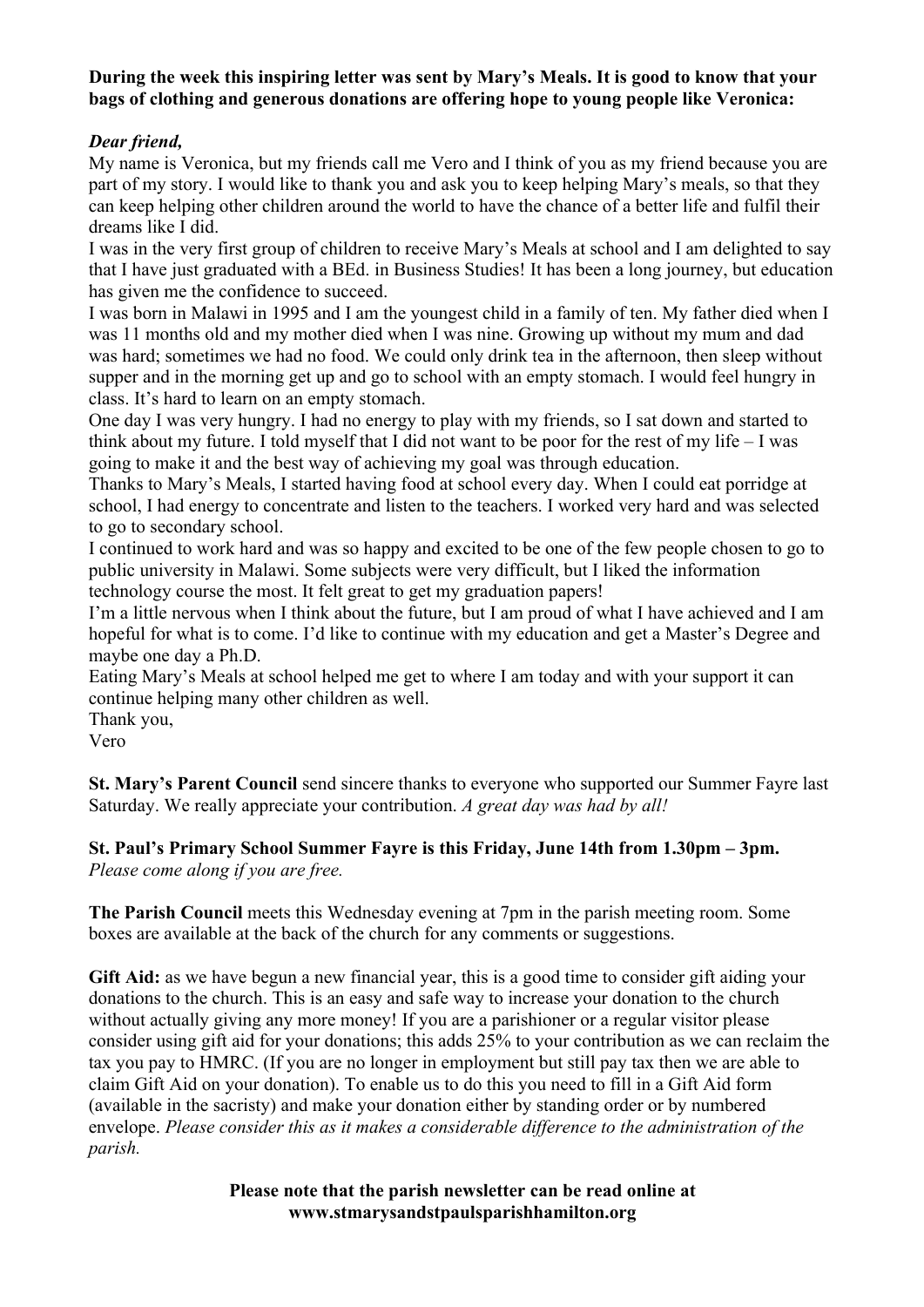**During the week this inspiring letter was sent by Mary's Meals. It is good to know that your bags of clothing and generous donations are offering hope to young people like Veronica:**

***Dear friend,***

My name is Veronica, but my friends call me Vero and I think of you as my friend because you are part of my story. I would like to thank you and ask you to keep helping Mary's meals, so that they can keep helping other children around the world to have the chance of a better life and fulfil their dreams like I did.

I was in the very first group of children to receive Mary's Meals at school and I am delighted to say that I have just graduated with a BEd. in Business Studies! It has been a long journey, but education has given me the confidence to succeed.

I was born in Malawi in 1995 and I am the youngest child in a family of ten. My father died when I was 11 months old and my mother died when I was nine. Growing up without my mum and dad was hard; sometimes we had no food. We could only drink tea in the afternoon, then sleep without supper and in the morning get up and go to school with an empty stomach. I would feel hungry in class. It's hard to learn on an empty stomach.

One day I was very hungry. I had no energy to play with my friends, so I sat down and started to think about my future. I told myself that I did not want to be poor for the rest of my life – I was going to make it and the best way of achieving my goal was through education.

Thanks to Mary's Meals, I started having food at school every day. When I could eat porridge at school, I had energy to concentrate and listen to the teachers. I worked very hard and was selected to go to secondary school.

I continued to work hard and was so happy and excited to be one of the few people chosen to go to public university in Malawi. Some subjects were very difficult, but I liked the information technology course the most. It felt great to get my graduation papers!

I'm a little nervous when I think about the future, but I am proud of what I have achieved and I am hopeful for what is to come. I'd like to continue with my education and get a Master's Degree and maybe one day a Ph.D.

Eating Mary's Meals at school helped me get to where I am today and with your support it can continue helping many other children as well.

Thank you,
Vero

**St. Mary's Parent Council** send sincere thanks to everyone who supported our Summer Fayre last Saturday. We really appreciate your contribution. *A great day was had by all!*

**St. Paul's Primary School Summer Fayre is this Friday, June 14th from 1.30pm – 3pm.**
*Please come along if you are free.*

**The Parish Council** meets this Wednesday evening at 7pm in the parish meeting room. Some boxes are available at the back of the church for any comments or suggestions.

**Gift Aid:** as we have begun a new financial year, this is a good time to consider gift aiding your donations to the church. This is an easy and safe way to increase your donation to the church without actually giving any more money! If you are a parishioner or a regular visitor please consider using gift aid for your donations; this adds 25% to your contribution as we can reclaim the tax you pay to HMRC. (If you are no longer in employment but still pay tax then we are able to claim Gift Aid on your donation). To enable us to do this you need to fill in a Gift Aid form (available in the sacristy) and make your donation either by standing order or by numbered envelope. *Please consider this as it makes a considerable difference to the administration of the parish.*

**Please note that the parish newsletter can be read online at www.stmarysandstpaulsparishhamilton.org**